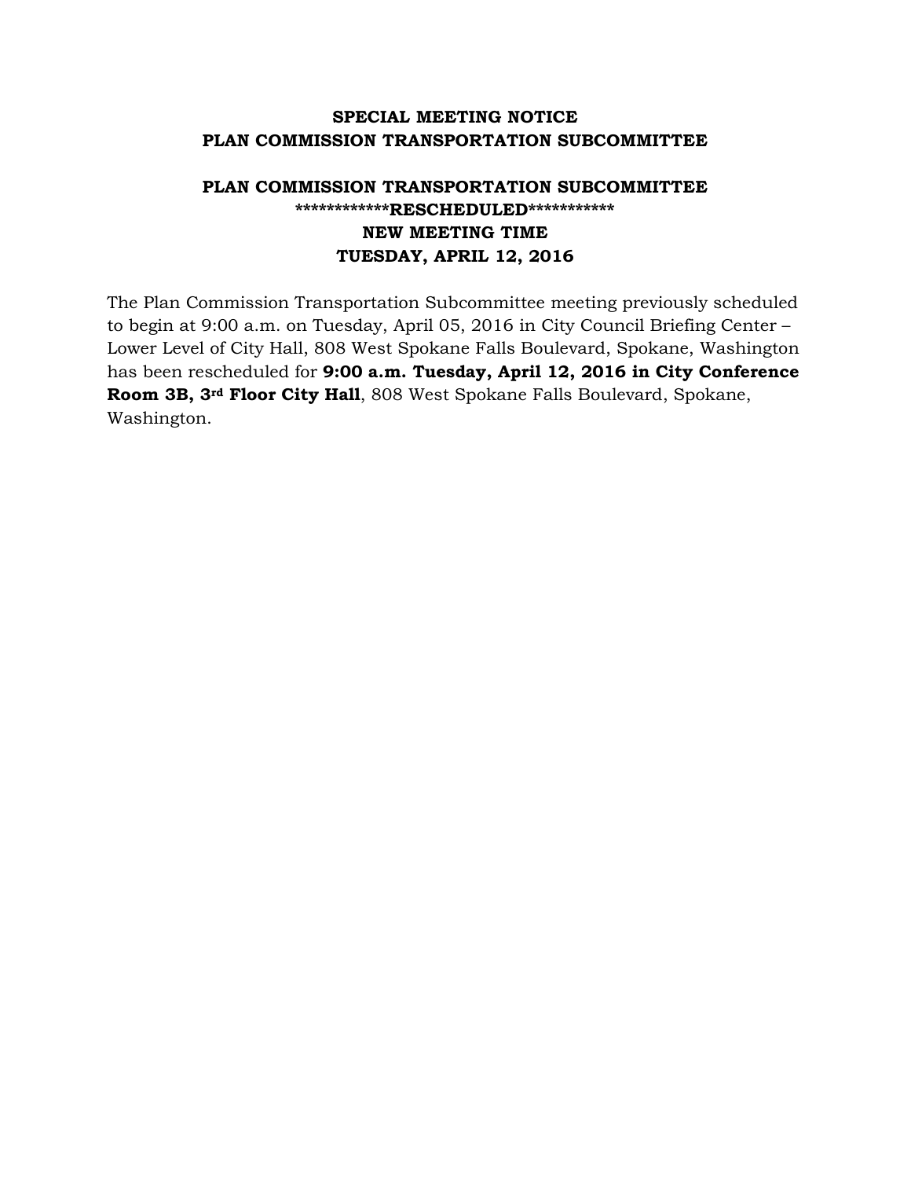## SPECIAL MEETING NOTICE
## PLAN COMMISSION TRANSPORTATION SUBCOMMITTEE

### PLAN COMMISSION TRANSPORTATION SUBCOMMITTEE
### ************RESCHEDULED***********
### NEW MEETING TIME
### TUESDAY, APRIL 12, 2016

The Plan Commission Transportation Subcommittee meeting previously scheduled to begin at 9:00 a.m. on Tuesday, April 05, 2016 in City Council Briefing Center – Lower Level of City Hall, 808 West Spokane Falls Boulevard, Spokane, Washington has been rescheduled for **9:00 a.m. Tuesday, April 12, 2016 in City Conference Room 3B, 3rd Floor City Hall**, 808 West Spokane Falls Boulevard, Spokane, Washington.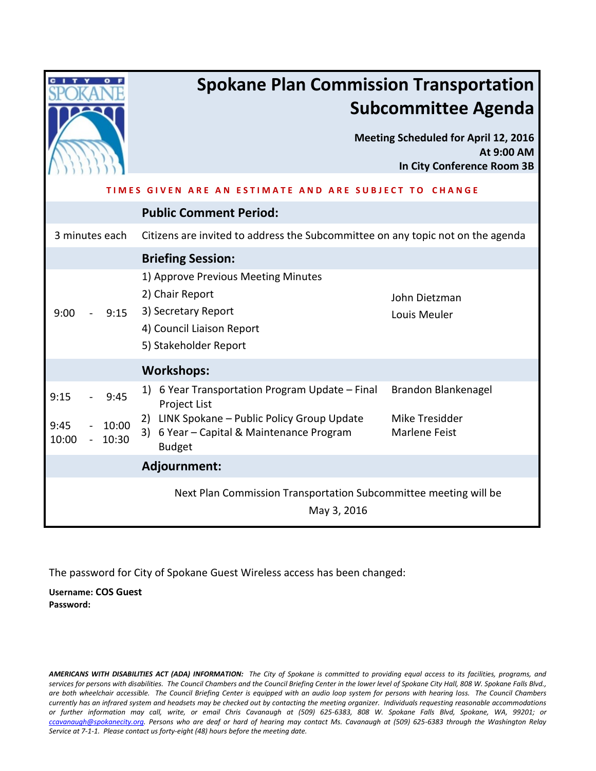# Spokane Plan Commission Transportation Subcommittee Agenda

**Meeting Scheduled for April 12, 2016**
**At 9:00 AM**
**In City Conference Room 3B**

**TIMES GIVEN ARE AN ESTIMATE AND ARE SUBJECT TO CHANGE**

| | | |
|---|---|---|
| | **Public Comment Period:** | |
| 3 minutes each | Citizens are invited to address the Subcommittee on any topic not on the agenda | |
| | **Briefing Session:** | |
| 9:00 - 9:15 | 1) Approve Previous Meeting Minutes<br>2) Chair Report<br>3) Secretary Report<br>4) Council Liaison Report<br>5) Stakeholder Report | John Dietzman<br>Louis Meuler |
| | **Workshops:** | |
| 9:15 - 9:45 | 1) 6 Year Transportation Program Update – Final Project List | Brandon Blankenagel |
| 9:45 - 10:00 | 2) LINK Spokane – Public Policy Group Update | Mike Tresidder |
| 10:00 - 10:30 | 3) 6 Year – Capital & Maintenance Program Budget | Marlene Feist |
| | **Adjournment:** | |
| | Next Plan Commission Transportation Subcommittee meeting will be May 3, 2016 | |

The password for City of Spokane Guest Wireless access has been changed:

**Username: COS Guest**
**Password:**

***AMERICANS WITH DISABILITIES ACT (ADA) INFORMATION:*** *The City of Spokane is committed to providing equal access to its facilities, programs, and services for persons with disabilities. The Council Chambers and the Council Briefing Center in the lower level of Spokane City Hall, 808 W. Spokane Falls Blvd., are both wheelchair accessible. The Council Briefing Center is equipped with an audio loop system for persons with hearing loss. The Council Chambers currently has an infrared system and headsets may be checked out by contacting the meeting organizer. Individuals requesting reasonable accommodations or further information may call, write, or email Chris Cavanaugh at (509) 625-6383, 808 W. Spokane Falls Blvd, Spokane, WA, 99201; or ccavanaugh@spokanecity.org. Persons who are deaf or hard of hearing may contact Ms. Cavanaugh at (509) 625-6383 through the Washington Relay Service at 7-1-1. Please contact us forty-eight (48) hours before the meeting date.*